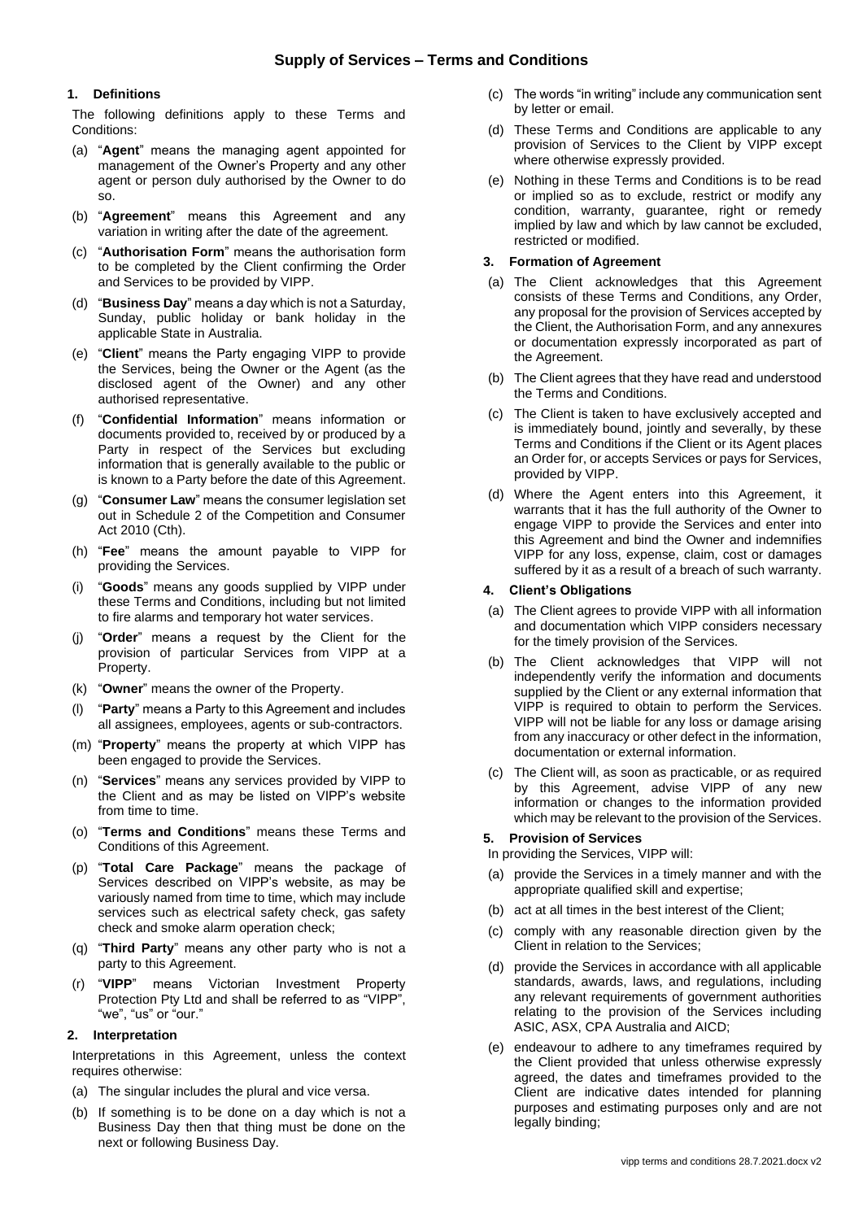# Supply of Services – Terms and Conditions

## 1. Definitions

The following definitions apply to these Terms and Conditions:

(a) "**Agent**" means the managing agent appointed for management of the Owner's Property and any other agent or person duly authorised by the Owner to do so.

(b) "**Agreement**" means this Agreement and any variation in writing after the date of the agreement.

(c) "**Authorisation Form**" means the authorisation form to be completed by the Client confirming the Order and Services to be provided by VIPP.

(d) "**Business Day**" means a day which is not a Saturday, Sunday, public holiday or bank holiday in the applicable State in Australia.

(e) "**Client**" means the Party engaging VIPP to provide the Services, being the Owner or the Agent (as the disclosed agent of the Owner) and any other authorised representative.

(f) "**Confidential Information**" means information or documents provided to, received by or produced by a Party in respect of the Services but excluding information that is generally available to the public or is known to a Party before the date of this Agreement.

(g) "**Consumer Law**" means the consumer legislation set out in Schedule 2 of the Competition and Consumer Act 2010 (Cth).

(h) "**Fee**" means the amount payable to VIPP for providing the Services.

(i) "**Goods**" means any goods supplied by VIPP under these Terms and Conditions, including but not limited to fire alarms and temporary hot water services.

(j) "**Order**" means a request by the Client for the provision of particular Services from VIPP at a Property.

(k) "**Owner**" means the owner of the Property.

(l) "**Party**" means a Party to this Agreement and includes all assignees, employees, agents or sub-contractors.

(m) "**Property**" means the property at which VIPP has been engaged to provide the Services.

(n) "**Services**" means any services provided by VIPP to the Client and as may be listed on VIPP's website from time to time.

(o) "**Terms and Conditions**" means these Terms and Conditions of this Agreement.

(p) "**Total Care Package**" means the package of Services described on VIPP's website, as may be variously named from time to time, which may include services such as electrical safety check, gas safety check and smoke alarm operation check;

(q) "**Third Party**" means any other party who is not a party to this Agreement.

(r) "**VIPP**" means Victorian Investment Property Protection Pty Ltd and shall be referred to as "VIPP", "we", "us" or "our."

## 2. Interpretation

Interpretations in this Agreement, unless the context requires otherwise:

(a) The singular includes the plural and vice versa.

(b) If something is to be done on a day which is not a Business Day then that thing must be done on the next or following Business Day.

(c) The words "in writing" include any communication sent by letter or email.

(d) These Terms and Conditions are applicable to any provision of Services to the Client by VIPP except where otherwise expressly provided.

(e) Nothing in these Terms and Conditions is to be read or implied so as to exclude, restrict or modify any condition, warranty, guarantee, right or remedy implied by law and which by law cannot be excluded, restricted or modified.

## 3. Formation of Agreement

(a) The Client acknowledges that this Agreement consists of these Terms and Conditions, any Order, any proposal for the provision of Services accepted by the Client, the Authorisation Form, and any annexures or documentation expressly incorporated as part of the Agreement.

(b) The Client agrees that they have read and understood the Terms and Conditions.

(c) The Client is taken to have exclusively accepted and is immediately bound, jointly and severally, by these Terms and Conditions if the Client or its Agent places an Order for, or accepts Services or pays for Services, provided by VIPP.

(d) Where the Agent enters into this Agreement, it warrants that it has the full authority of the Owner to engage VIPP to provide the Services and enter into this Agreement and bind the Owner and indemnifies VIPP for any loss, expense, claim, cost or damages suffered by it as a result of a breach of such warranty.

## 4. Client's Obligations

(a) The Client agrees to provide VIPP with all information and documentation which VIPP considers necessary for the timely provision of the Services.

(b) The Client acknowledges that VIPP will not independently verify the information and documents supplied by the Client or any external information that VIPP is required to obtain to perform the Services. VIPP will not be liable for any loss or damage arising from any inaccuracy or other defect in the information, documentation or external information.

(c) The Client will, as soon as practicable, or as required by this Agreement, advise VIPP of any new information or changes to the information provided which may be relevant to the provision of the Services.

## 5. Provision of Services

In providing the Services, VIPP will:

(a) provide the Services in a timely manner and with the appropriate qualified skill and expertise;

(b) act at all times in the best interest of the Client;

(c) comply with any reasonable direction given by the Client in relation to the Services;

(d) provide the Services in accordance with all applicable standards, awards, laws, and regulations, including any relevant requirements of government authorities relating to the provision of the Services including ASIC, ASX, CPA Australia and AICD;

(e) endeavour to adhere to any timeframes required by the Client provided that unless otherwise expressly agreed, the dates and timeframes provided to the Client are indicative dates intended for planning purposes and estimating purposes only and are not legally binding;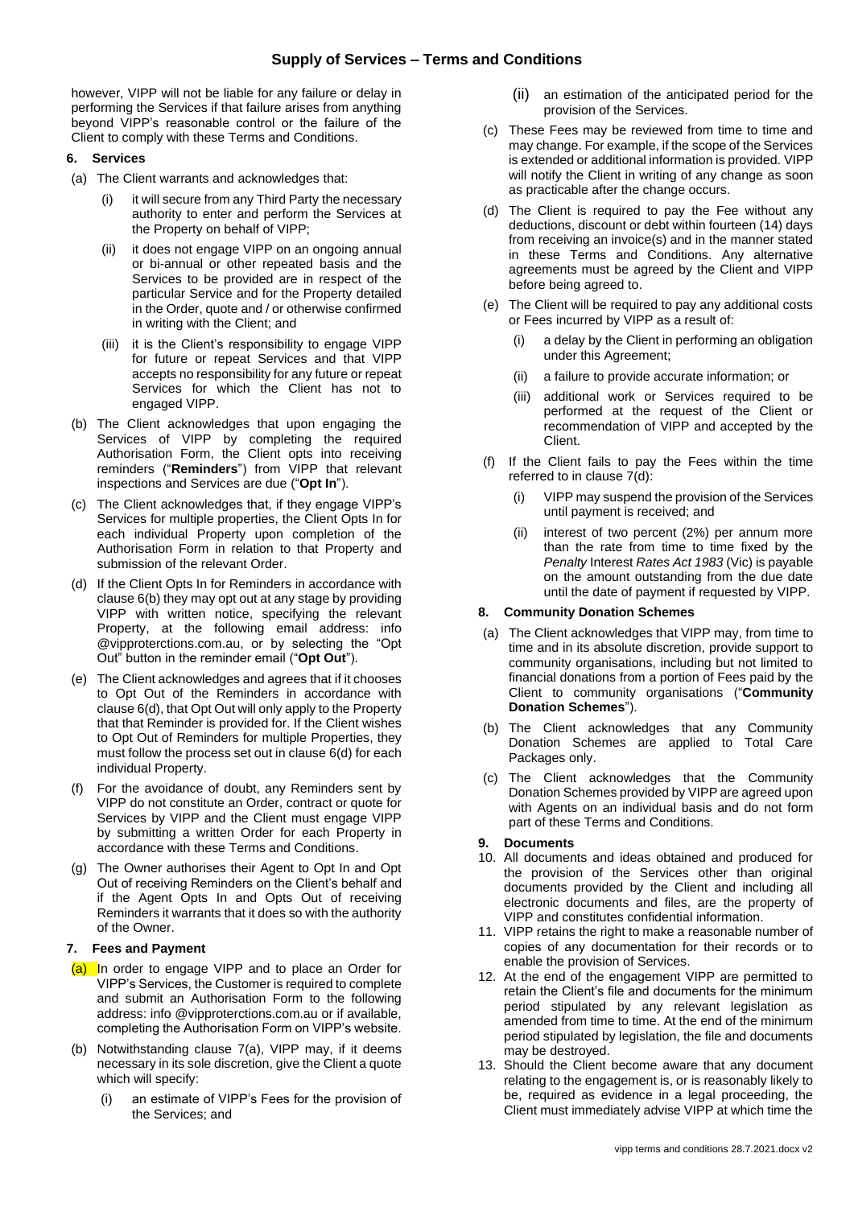however, VIPP will not be liable for any failure or delay in performing the Services if that failure arises from anything beyond VIPP's reasonable control or the failure of the Client to comply with these Terms and Conditions.

## 6. Services

(a) The Client warrants and acknowledges that:

(i) it will secure from any Third Party the necessary authority to enter and perform the Services at the Property on behalf of VIPP;

(ii) it does not engage VIPP on an ongoing annual or bi-annual or other repeated basis and the Services to be provided are in respect of the particular Service and for the Property detailed in the Order, quote and / or otherwise confirmed in writing with the Client; and

(iii) it is the Client's responsibility to engage VIPP for future or repeat Services and that VIPP accepts no responsibility for any future or repeat Services for which the Client has not to engaged VIPP.

(b) The Client acknowledges that upon engaging the Services of VIPP by completing the required Authorisation Form, the Client opts into receiving reminders ("**Reminders**") from VIPP that relevant inspections and Services are due ("**Opt In**").

(c) The Client acknowledges that, if they engage VIPP's Services for multiple properties, the Client Opts In for each individual Property upon completion of the Authorisation Form in relation to that Property and submission of the relevant Order.

(d) If the Client Opts In for Reminders in accordance with clause 6(b) they may opt out at any stage by providing VIPP with written notice, specifying the relevant Property, at the following email address: info @vipproterctions.com.au, or by selecting the "Opt Out" button in the reminder email ("**Opt Out**").

(e) The Client acknowledges and agrees that if it chooses to Opt Out of the Reminders in accordance with clause 6(d), that Opt Out will only apply to the Property that that Reminder is provided for. If the Client wishes to Opt Out of Reminders for multiple Properties, they must follow the process set out in clause 6(d) for each individual Property.

(f) For the avoidance of doubt, any Reminders sent by VIPP do not constitute an Order, contract or quote for Services by VIPP and the Client must engage VIPP by submitting a written Order for each Property in accordance with these Terms and Conditions.

(g) The Owner authorises their Agent to Opt In and Opt Out of receiving Reminders on the Client's behalf and if the Agent Opts In and Opts Out of receiving Reminders it warrants that it does so with the authority of the Owner.

## 7. Fees and Payment

(a) In order to engage VIPP and to place an Order for VIPP's Services, the Customer is required to complete and submit an Authorisation Form to the following address: info @vipproterctions.com.au or if available, completing the Authorisation Form on VIPP's website.

(b) Notwithstanding clause 7(a), VIPP may, if it deems necessary in its sole discretion, give the Client a quote which will specify:

(i) an estimate of VIPP's Fees for the provision of the Services; and

(ii) an estimation of the anticipated period for the provision of the Services.

(c) These Fees may be reviewed from time to time and may change. For example, if the scope of the Services is extended or additional information is provided. VIPP will notify the Client in writing of any change as soon as practicable after the change occurs.

(d) The Client is required to pay the Fee without any deductions, discount or debt within fourteen (14) days from receiving an invoice(s) and in the manner stated in these Terms and Conditions. Any alternative agreements must be agreed by the Client and VIPP before being agreed to.

(e) The Client will be required to pay any additional costs or Fees incurred by VIPP as a result of:

(i) a delay by the Client in performing an obligation under this Agreement;

(ii) a failure to provide accurate information; or

(iii) additional work or Services required to be performed at the request of the Client or recommendation of VIPP and accepted by the Client.

(f) If the Client fails to pay the Fees within the time referred to in clause 7(d):

(i) VIPP may suspend the provision of the Services until payment is received; and

(ii) interest of two percent (2%) per annum more than the rate from time to time fixed by the *Penalty* Interest *Rates Act 1983* (Vic) is payable on the amount outstanding from the due date until the date of payment if requested by VIPP.

## 8. Community Donation Schemes

(a) The Client acknowledges that VIPP may, from time to time and in its absolute discretion, provide support to community organisations, including but not limited to financial donations from a portion of Fees paid by the Client to community organisations ("**Community Donation Schemes**").

(b) The Client acknowledges that any Community Donation Schemes are applied to Total Care Packages only.

(c) The Client acknowledges that the Community Donation Schemes provided by VIPP are agreed upon with Agents on an individual basis and do not form part of these Terms and Conditions.

## 9. Documents

10. All documents and ideas obtained and produced for the provision of the Services other than original documents provided by the Client and including all electronic documents and files, are the property of VIPP and constitutes confidential information.

11. VIPP retains the right to make a reasonable number of copies of any documentation for their records or to enable the provision of Services.

12. At the end of the engagement VIPP are permitted to retain the Client's file and documents for the minimum period stipulated by any relevant legislation as amended from time to time. At the end of the minimum period stipulated by legislation, the file and documents may be destroyed.

13. Should the Client become aware that any document relating to the engagement is, or is reasonably likely to be, required as evidence in a legal proceeding, the Client must immediately advise VIPP at which time the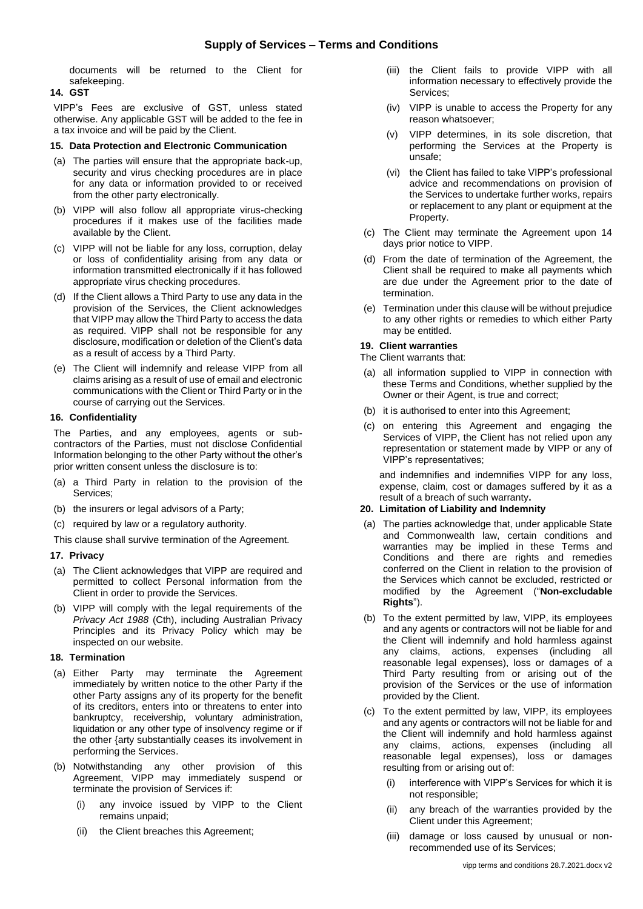documents will be returned to the Client for safekeeping.

**14. GST**

VIPP's Fees are exclusive of GST, unless stated otherwise. Any applicable GST will be added to the fee in a tax invoice and will be paid by the Client.

**15. Data Protection and Electronic Communication**

(a) The parties will ensure that the appropriate back-up, security and virus checking procedures are in place for any data or information provided to or received from the other party electronically.

(b) VIPP will also follow all appropriate virus-checking procedures if it makes use of the facilities made available by the Client.

(c) VIPP will not be liable for any loss, corruption, delay or loss of confidentiality arising from any data or information transmitted electronically if it has followed appropriate virus checking procedures.

(d) If the Client allows a Third Party to use any data in the provision of the Services, the Client acknowledges that VIPP may allow the Third Party to access the data as required. VIPP shall not be responsible for any disclosure, modification or deletion of the Client's data as a result of access by a Third Party.

(e) The Client will indemnify and release VIPP from all claims arising as a result of use of email and electronic communications with the Client or Third Party or in the course of carrying out the Services.

**16. Confidentiality**

The Parties, and any employees, agents or sub-contractors of the Parties, must not disclose Confidential Information belonging to the other Party without the other's prior written consent unless the disclosure is to:

(a) a Third Party in relation to the provision of the Services;

(b) the insurers or legal advisors of a Party;

(c) required by law or a regulatory authority.

This clause shall survive termination of the Agreement.

**17. Privacy**

(a) The Client acknowledges that VIPP are required and permitted to collect Personal information from the Client in order to provide the Services.

(b) VIPP will comply with the legal requirements of the *Privacy Act 1988* (Cth), including Australian Privacy Principles and its Privacy Policy which may be inspected on our website.

**18. Termination**

(a) Either Party may terminate the Agreement immediately by written notice to the other Party if the other Party assigns any of its property for the benefit of its creditors, enters into or threatens to enter into bankruptcy, receivership, voluntary administration, liquidation or any other type of insolvency regime or if the other {arty substantially ceases its involvement in performing the Services.

(b) Notwithstanding any other provision of this Agreement, VIPP may immediately suspend or terminate the provision of Services if:

(i) any invoice issued by VIPP to the Client remains unpaid;

(ii) the Client breaches this Agreement;

(iii) the Client fails to provide VIPP with all information necessary to effectively provide the Services;

(iv) VIPP is unable to access the Property for any reason whatsoever;

(v) VIPP determines, in its sole discretion, that performing the Services at the Property is unsafe;

(vi) the Client has failed to take VIPP's professional advice and recommendations on provision of the Services to undertake further works, repairs or replacement to any plant or equipment at the Property.

(c) The Client may terminate the Agreement upon 14 days prior notice to VIPP.

(d) From the date of termination of the Agreement, the Client shall be required to make all payments which are due under the Agreement prior to the date of termination.

(e) Termination under this clause will be without prejudice to any other rights or remedies to which either Party may be entitled.

**19. Client warranties**

The Client warrants that:

(a) all information supplied to VIPP in connection with these Terms and Conditions, whether supplied by the Owner or their Agent, is true and correct;

(b) it is authorised to enter into this Agreement;

(c) on entering this Agreement and engaging the Services of VIPP, the Client has not relied upon any representation or statement made by VIPP or any of VIPP's representatives;

and indemnifies and indemnifies VIPP for any loss, expense, claim, cost or damages suffered by it as a result of a breach of such warranty**.**

**20. Limitation of Liability and Indemnity**

(a) The parties acknowledge that, under applicable State and Commonwealth law, certain conditions and warranties may be implied in these Terms and Conditions and there are rights and remedies conferred on the Client in relation to the provision of the Services which cannot be excluded, restricted or modified by the Agreement ("**Non-excludable Rights**").

(b) To the extent permitted by law, VIPP, its employees and any agents or contractors will not be liable for and the Client will indemnify and hold harmless against any claims, actions, expenses (including all reasonable legal expenses), loss or damages of a Third Party resulting from or arising out of the provision of the Services or the use of information provided by the Client.

(c) To the extent permitted by law, VIPP, its employees and any agents or contractors will not be liable for and the Client will indemnify and hold harmless against any claims, actions, expenses (including all reasonable legal expenses), loss or damages resulting from or arising out of:

(i) interference with VIPP's Services for which it is not responsible;

(ii) any breach of the warranties provided by the Client under this Agreement;

(iii) damage or loss caused by unusual or non-recommended use of its Services;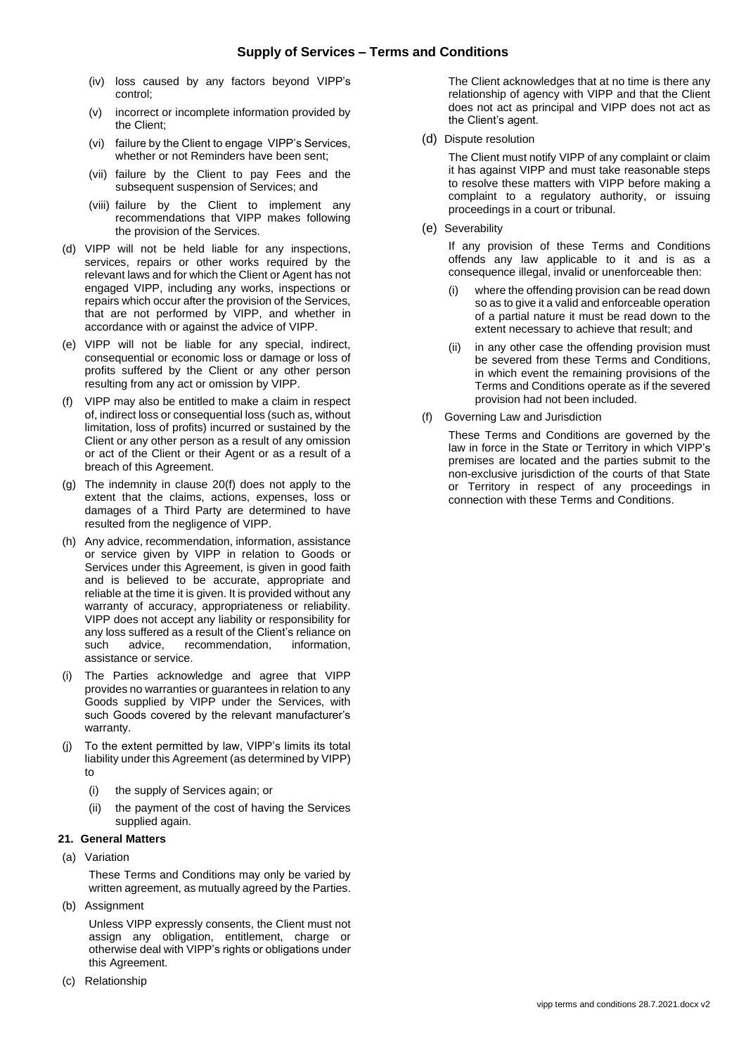(iv) loss caused by any factors beyond VIPP's control;

(v) incorrect or incomplete information provided by the Client;

(vi) failure by the Client to engage VIPP's Services, whether or not Reminders have been sent;

(vii) failure by the Client to pay Fees and the subsequent suspension of Services; and

(viii) failure by the Client to implement any recommendations that VIPP makes following the provision of the Services.

(d) VIPP will not be held liable for any inspections, services, repairs or other works required by the relevant laws and for which the Client or Agent has not engaged VIPP, including any works, inspections or repairs which occur after the provision of the Services, that are not performed by VIPP, and whether in accordance with or against the advice of VIPP.

(e) VIPP will not be liable for any special, indirect, consequential or economic loss or damage or loss of profits suffered by the Client or any other person resulting from any act or omission by VIPP.

(f) VIPP may also be entitled to make a claim in respect of, indirect loss or consequential loss (such as, without limitation, loss of profits) incurred or sustained by the Client or any other person as a result of any omission or act of the Client or their Agent or as a result of a breach of this Agreement.

(g) The indemnity in clause 20(f) does not apply to the extent that the claims, actions, expenses, loss or damages of a Third Party are determined to have resulted from the negligence of VIPP.

(h) Any advice, recommendation, information, assistance or service given by VIPP in relation to Goods or Services under this Agreement, is given in good faith and is believed to be accurate, appropriate and reliable at the time it is given. It is provided without any warranty of accuracy, appropriateness or reliability. VIPP does not accept any liability or responsibility for any loss suffered as a result of the Client's reliance on such advice, recommendation, information, assistance or service.

(i) The Parties acknowledge and agree that VIPP provides no warranties or guarantees in relation to any Goods supplied by VIPP under the Services, with such Goods covered by the relevant manufacturer's warranty.

(j) To the extent permitted by law, VIPP's limits its total liability under this Agreement (as determined by VIPP) to

(i) the supply of Services again; or

(ii) the payment of the cost of having the Services supplied again.

**21. General Matters**

(a) Variation

These Terms and Conditions may only be varied by written agreement, as mutually agreed by the Parties.

(b) Assignment

Unless VIPP expressly consents, the Client must not assign any obligation, entitlement, charge or otherwise deal with VIPP's rights or obligations under this Agreement.

(c) Relationship

The Client acknowledges that at no time is there any relationship of agency with VIPP and that the Client does not act as principal and VIPP does not act as the Client's agent.

(d) Dispute resolution

The Client must notify VIPP of any complaint or claim it has against VIPP and must take reasonable steps to resolve these matters with VIPP before making a complaint to a regulatory authority, or issuing proceedings in a court or tribunal.

(e) Severability

If any provision of these Terms and Conditions offends any law applicable to it and is as a consequence illegal, invalid or unenforceable then:

(i) where the offending provision can be read down so as to give it a valid and enforceable operation of a partial nature it must be read down to the extent necessary to achieve that result; and

(ii) in any other case the offending provision must be severed from these Terms and Conditions, in which event the remaining provisions of the Terms and Conditions operate as if the severed provision had not been included.

(f) Governing Law and Jurisdiction

These Terms and Conditions are governed by the law in force in the State or Territory in which VIPP's premises are located and the parties submit to the non-exclusive jurisdiction of the courts of that State or Territory in respect of any proceedings in connection with these Terms and Conditions.